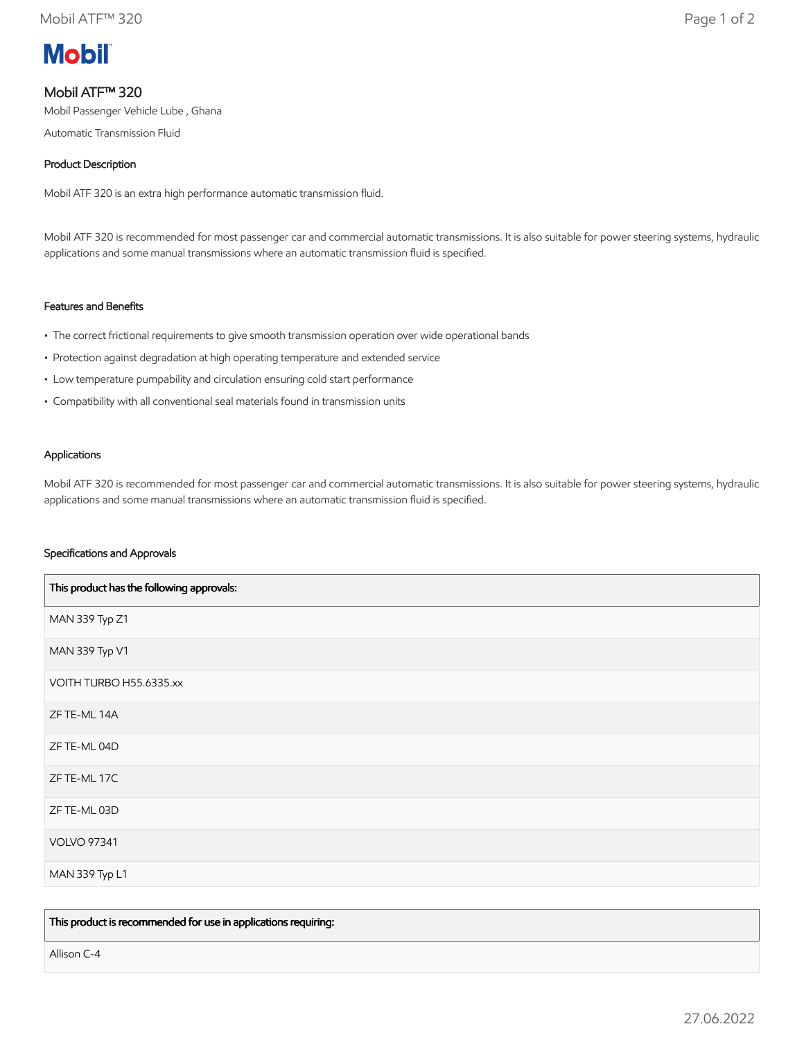# Mobil ATF™ 320

Mobil Passenger Vehicle Lube , Ghana

Automatic Transmission Fluid

## Product Description

Mobil ATF 320 is an extra high performance automatic transmission fluid.

Mobil ATF 320 is recommended for most passenger car and commercial automatic transmissions. It is also suitable for power steering systems, hydraulic applications and some manual transmissions where an automatic transmission fluid is specified.

## Features and Benefits

- The correct frictional requirements to give smooth transmission operation over wide operational bands
- Protection against degradation at high operating temperature and extended service
- Low temperature pumpability and circulation ensuring cold start performance
- Compatibility with all conventional seal materials found in transmission units

## Applications

Mobil ATF 320 is recommended for most passenger car and commercial automatic transmissions. It is also suitable for power steering systems, hydraulic applications and some manual transmissions where an automatic transmission fluid is specified.

## Specifications and Approvals

| This product has the following approvals: |
| --- |
| MAN 339 Typ Z1 |
| MAN 339 Typ V1 |
| VOITH TURBO H55.6335.xx |
| ZF TE-ML 14A |
| ZF TE-ML 04D |
| ZF TE-ML 17C |
| ZF TE-ML 03D |
| VOLVO 97341 |
| MAN 339 Typ L1 |

| This product is recommended for use in applications requiring: |
| --- |
| Allison C-4 |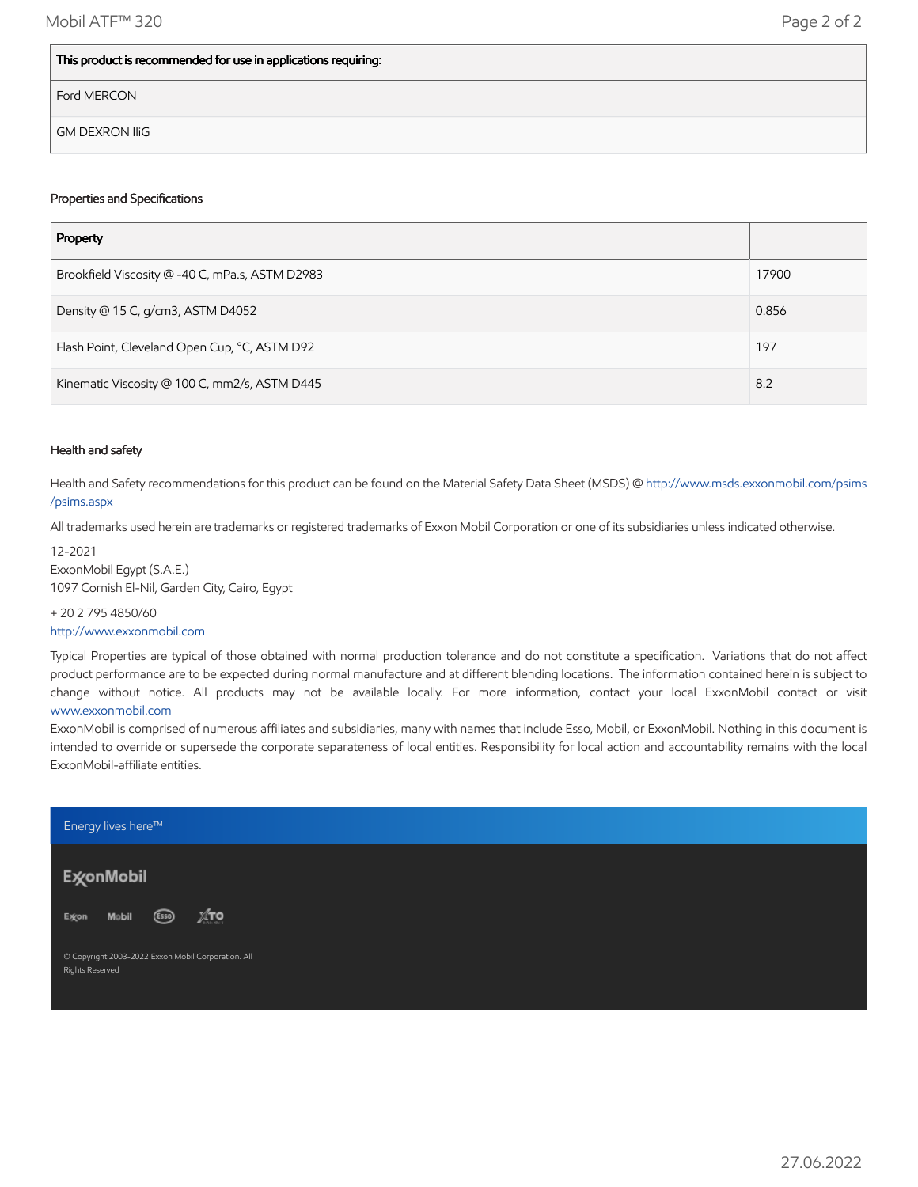| This product is recommended for use in applications requiring: |
| --- |
| Ford MERCON |
| GM DEXRON IIiG |

### Properties and Specifications

| Property | |
| --- | --- |
| Brookfield Viscosity @ -40 C, mPa.s, ASTM D2983 | 17900 |
| Density @ 15 C, g/cm3, ASTM D4052 | 0.856 |
| Flash Point, Cleveland Open Cup, °C, ASTM D92 | 197 |
| Kinematic Viscosity @ 100 C, mm2/s, ASTM D445 | 8.2 |

### Health and safety

Health and Safety recommendations for this product can be found on the Material Safety Data Sheet (MSDS) @ http://www.msds.exxonmobil.com/psims/psims.aspx

All trademarks used herein are trademarks or registered trademarks of Exxon Mobil Corporation or one of its subsidiaries unless indicated otherwise.

12-2021
ExxonMobil Egypt (S.A.E.)
1097 Cornish El-Nil, Garden City, Cairo, Egypt

+ 20 2 795 4850/60
http://www.exxonmobil.com

Typical Properties are typical of those obtained with normal production tolerance and do not constitute a specification. Variations that do not affect product performance are to be expected during normal manufacture and at different blending locations. The information contained herein is subject to change without notice. All products may not be available locally. For more information, contact your local ExxonMobil contact or visit www.exxonmobil.com

ExxonMobil is comprised of numerous affiliates and subsidiaries, many with names that include Esso, Mobil, or ExxonMobil. Nothing in this document is intended to override or supersede the corporate separateness of local entities. Responsibility for local action and accountability remains with the local ExxonMobil-affiliate entities.

Energy lives here™

ExxonMobil

Exxon Mobil Esso XTO

© Copyright 2003-2022 Exxon Mobil Corporation. All Rights Reserved